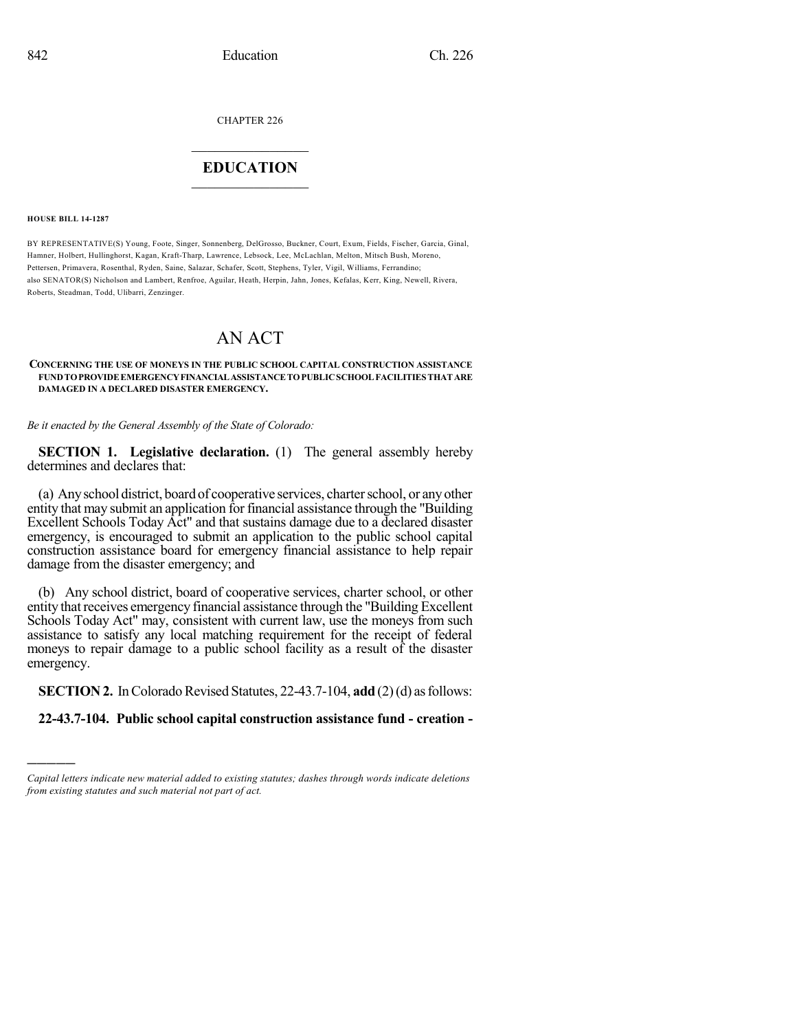CHAPTER 226

# EDUCATION

**HOUSE BILL 14-1287**

BY REPRESENTATIVE(S) Young, Foote, Singer, Sonnenberg, DelGrosso, Buckner, Court, Exum, Fields, Fischer, Garcia, Ginal, Hamner, Holbert, Hullinghorst, Kagan, Kraft-Tharp, Lawrence, Lebsock, Lee, McLachlan, Melton, Mitsch Bush, Moreno, Pettersen, Primavera, Rosenthal, Ryden, Saine, Salazar, Schafer, Scott, Stephens, Tyler, Vigil, Williams, Ferrandino;
also SENATOR(S) Nicholson and Lambert, Renfroe, Aguilar, Heath, Herpin, Jahn, Jones, Kefalas, Kerr, King, Newell, Rivera, Roberts, Steadman, Todd, Ulibarri, Zenzinger.

# AN ACT

**CONCERNING THE USE OF MONEYS IN THE PUBLIC SCHOOL CAPITAL CONSTRUCTION ASSISTANCE FUND TO PROVIDE EMERGENCY FINANCIAL ASSISTANCE TO PUBLIC SCHOOL FACILITIES THAT ARE DAMAGED IN A DECLARED DISASTER EMERGENCY.**

*Be it enacted by the General Assembly of the State of Colorado:*

**SECTION 1. Legislative declaration.** (1) The general assembly hereby determines and declares that:

(a) Any school district, board of cooperative services, charter school, or any other entity that may submit an application for financial assistance through the "Building Excellent Schools Today Act" and that sustains damage due to a declared disaster emergency, is encouraged to submit an application to the public school capital construction assistance board for emergency financial assistance to help repair damage from the disaster emergency; and

(b) Any school district, board of cooperative services, charter school, or other entity that receives emergency financial assistance through the "Building Excellent Schools Today Act" may, consistent with current law, use the moneys from such assistance to satisfy any local matching requirement for the receipt of federal moneys to repair damage to a public school facility as a result of the disaster emergency.

**SECTION 2.** In Colorado Revised Statutes, 22-43.7-104, **add** (2) (d) as follows:

**22-43.7-104. Public school capital construction assistance fund - creation -**

---

*Capital letters indicate new material added to existing statutes; dashes through words indicate deletions from existing statutes and such material not part of act.*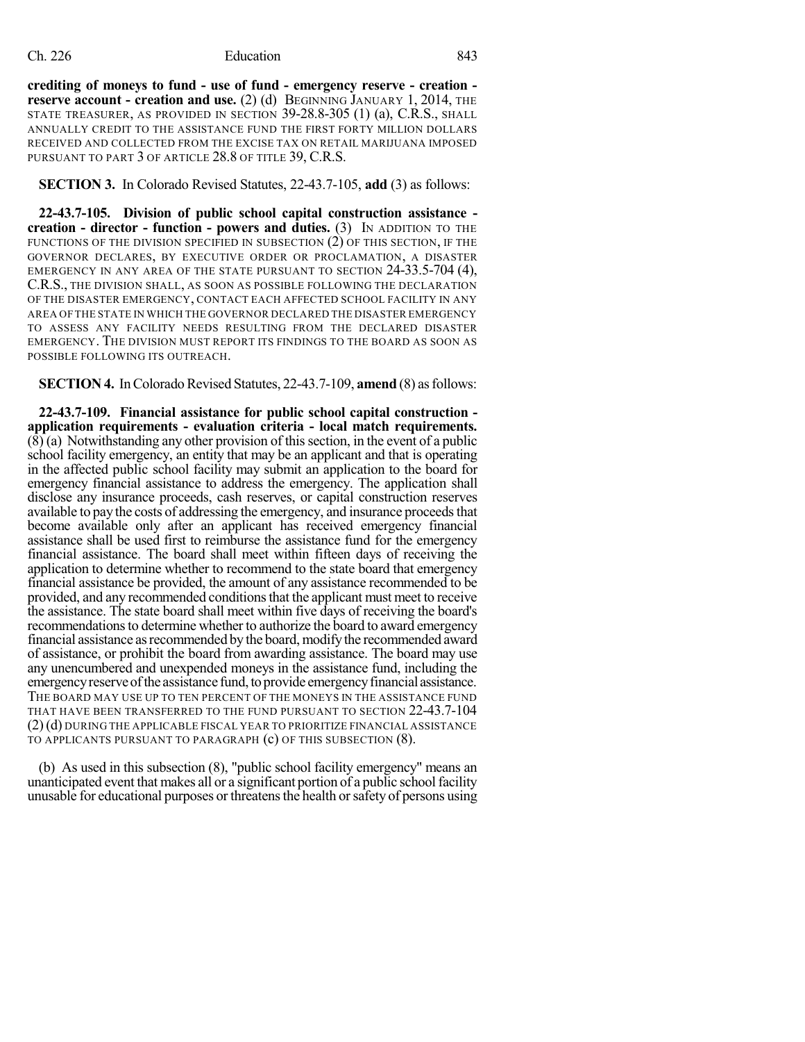**crediting of moneys to fund - use of fund - emergency reserve - creation - reserve account - creation and use.** (2) (d) BEGINNING JANUARY 1, 2014, THE STATE TREASURER, AS PROVIDED IN SECTION 39-28.8-305 (1) (a), C.R.S., SHALL ANNUALLY CREDIT TO THE ASSISTANCE FUND THE FIRST FORTY MILLION DOLLARS RECEIVED AND COLLECTED FROM THE EXCISE TAX ON RETAIL MARIJUANA IMPOSED PURSUANT TO PART 3 OF ARTICLE 28.8 OF TITLE 39, C.R.S.

**SECTION 3.** In Colorado Revised Statutes, 22-43.7-105, **add** (3) as follows:

**22-43.7-105. Division of public school capital construction assistance - creation - director - function - powers and duties.** (3) IN ADDITION TO THE FUNCTIONS OF THE DIVISION SPECIFIED IN SUBSECTION (2) OF THIS SECTION, IF THE GOVERNOR DECLARES, BY EXECUTIVE ORDER OR PROCLAMATION, A DISASTER EMERGENCY IN ANY AREA OF THE STATE PURSUANT TO SECTION 24-33.5-704 (4), C.R.S., THE DIVISION SHALL, AS SOON AS POSSIBLE FOLLOWING THE DECLARATION OF THE DISASTER EMERGENCY, CONTACT EACH AFFECTED SCHOOL FACILITY IN ANY AREA OF THE STATE IN WHICH THE GOVERNOR DECLARED THE DISASTER EMERGENCY TO ASSESS ANY FACILITY NEEDS RESULTING FROM THE DECLARED DISASTER EMERGENCY. THE DIVISION MUST REPORT ITS FINDINGS TO THE BOARD AS SOON AS POSSIBLE FOLLOWING ITS OUTREACH.

**SECTION 4.** In Colorado Revised Statutes, 22-43.7-109, **amend** (8) as follows:

**22-43.7-109. Financial assistance for public school capital construction - application requirements - evaluation criteria - local match requirements.** (8) (a) Notwithstanding any other provision of this section, in the event of a public school facility emergency, an entity that may be an applicant and that is operating in the affected public school facility may submit an application to the board for emergency financial assistance to address the emergency. The application shall disclose any insurance proceeds, cash reserves, or capital construction reserves available to pay the costs of addressing the emergency, and insurance proceeds that become available only after an applicant has received emergency financial assistance shall be used first to reimburse the assistance fund for the emergency financial assistance. The board shall meet within fifteen days of receiving the application to determine whether to recommend to the state board that emergency financial assistance be provided, the amount of any assistance recommended to be provided, and any recommended conditions that the applicant must meet to receive the assistance. The state board shall meet within five days of receiving the board's recommendations to determine whether to authorize the board to award emergency financial assistance as recommended by the board, modify the recommended award of assistance, or prohibit the board from awarding assistance. The board may use any unencumbered and unexpended moneys in the assistance fund, including the emergency reserve of the assistance fund, to provide emergency financial assistance. THE BOARD MAY USE UP TO TEN PERCENT OF THE MONEYS IN THE ASSISTANCE FUND THAT HAVE BEEN TRANSFERRED TO THE FUND PURSUANT TO SECTION 22-43.7-104 (2) (d) DURING THE APPLICABLE FISCAL YEAR TO PRIORITIZE FINANCIAL ASSISTANCE TO APPLICANTS PURSUANT TO PARAGRAPH (c) OF THIS SUBSECTION (8).

(b) As used in this subsection (8), "public school facility emergency" means an unanticipated event that makes all or a significant portion of a public school facility unusable for educational purposes or threatens the health or safety of persons using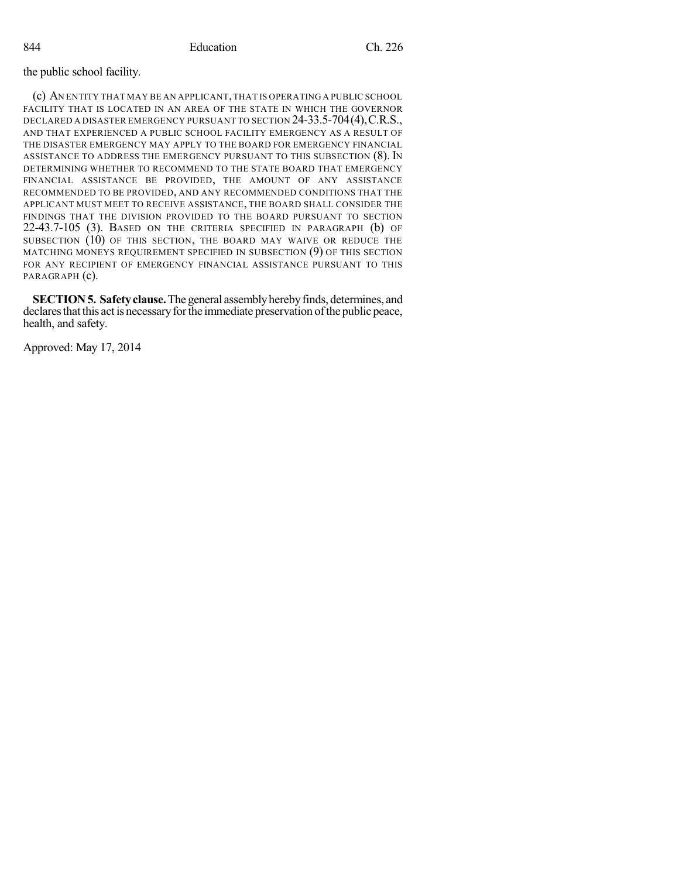the public school facility.

(c) AN ENTITY THAT MAY BE AN APPLICANT, THAT IS OPERATING A PUBLIC SCHOOL FACILITY THAT IS LOCATED IN AN AREA OF THE STATE IN WHICH THE GOVERNOR DECLARED A DISASTER EMERGENCY PURSUANT TO SECTION 24-33.5-704 (4), C.R.S., AND THAT EXPERIENCED A PUBLIC SCHOOL FACILITY EMERGENCY AS A RESULT OF THE DISASTER EMERGENCY MAY APPLY TO THE BOARD FOR EMERGENCY FINANCIAL ASSISTANCE TO ADDRESS THE EMERGENCY PURSUANT TO THIS SUBSECTION (8). IN DETERMINING WHETHER TO RECOMMEND TO THE STATE BOARD THAT EMERGENCY FINANCIAL ASSISTANCE BE PROVIDED, THE AMOUNT OF ANY ASSISTANCE RECOMMENDED TO BE PROVIDED, AND ANY RECOMMENDED CONDITIONS THAT THE APPLICANT MUST MEET TO RECEIVE ASSISTANCE, THE BOARD SHALL CONSIDER THE FINDINGS THAT THE DIVISION PROVIDED TO THE BOARD PURSUANT TO SECTION 22-43.7-105 (3). BASED ON THE CRITERIA SPECIFIED IN PARAGRAPH (b) OF SUBSECTION (10) OF THIS SECTION, THE BOARD MAY WAIVE OR REDUCE THE MATCHING MONEYS REQUIREMENT SPECIFIED IN SUBSECTION (9) OF THIS SECTION FOR ANY RECIPIENT OF EMERGENCY FINANCIAL ASSISTANCE PURSUANT TO THIS PARAGRAPH (c).

**SECTION 5. Safety clause.** The general assembly hereby finds, determines, and declares that this act is necessary for the immediate preservation of the public peace, health, and safety.

Approved: May 17, 2014